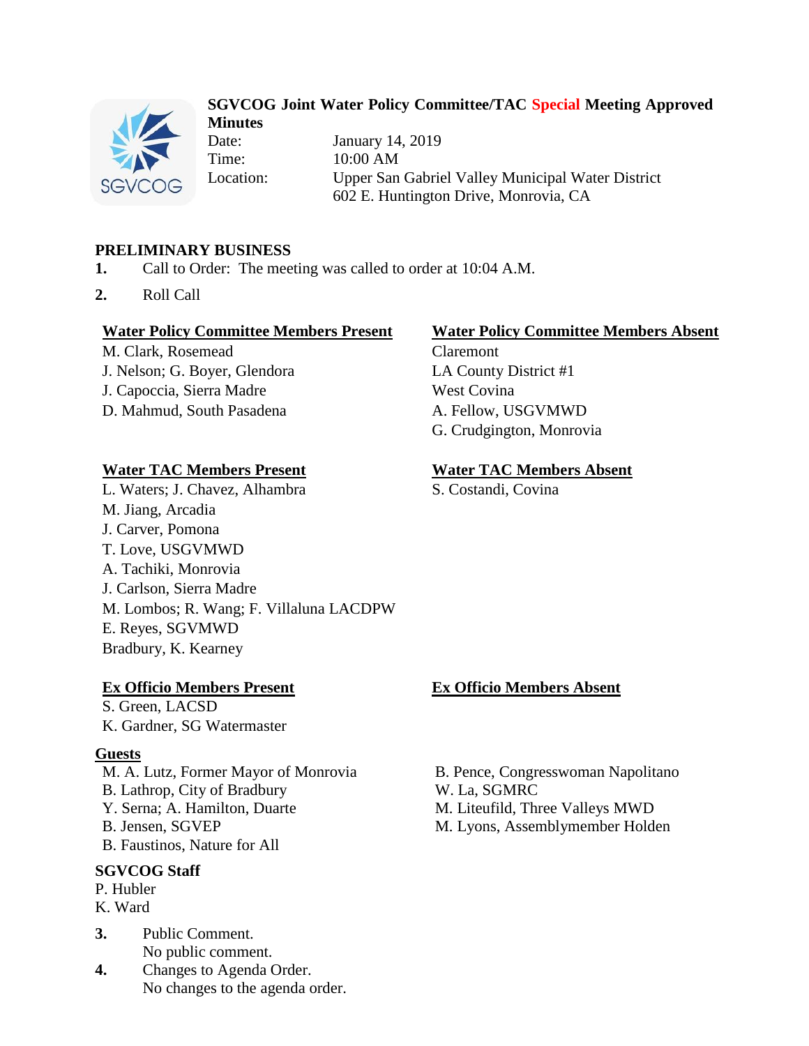# SGVCOG Joint Water Policy Committee/TAC Special Meeting Approved Minutes

Date: January 14, 2019
Time: 10:00 AM
Location: Upper San Gabriel Valley Municipal Water District
602 E. Huntington Drive, Monrovia, CA

## PRELIMINARY BUSINESS

1. Call to Order: The meeting was called to order at 10:04 A.M.
2. Roll Call

**Water Policy Committee Members Present**
M. Clark, Rosemead
J. Nelson; G. Boyer, Glendora
J. Capoccia, Sierra Madre
D. Mahmud, South Pasadena

**Water Policy Committee Members Absent**
Claremont
LA County District #1
West Covina
A. Fellow, USGVMWD
G. Crudgington, Monrovia

**Water TAC Members Present**
L. Waters; J. Chavez, Alhambra
M. Jiang, Arcadia
J. Carver, Pomona
T. Love, USGVMWD
A. Tachiki, Monrovia
J. Carlson, Sierra Madre
M. Lombos; R. Wang; F. Villaluna LACDPW
E. Reyes, SGVMWD
Bradbury, K. Kearney

**Water TAC Members Absent**
S. Costandi, Covina

**Ex Officio Members Present**
S. Green, LACSD
K. Gardner, SG Watermaster

**Ex Officio Members Absent**

**Guests**
M. A. Lutz, Former Mayor of Monrovia
B. Lathrop, City of Bradbury
Y. Serna; A. Hamilton, Duarte
B. Jensen, SGVEP
B. Faustinos, Nature for All
B. Pence, Congresswoman Napolitano
W. La, SGMRC
M. Liteufild, Three Valleys MWD
M. Lyons, Assemblymember Holden

**SGVCOG Staff**
P. Hubler
K. Ward

3. Public Comment.
   No public comment.
4. Changes to Agenda Order.
   No changes to the agenda order.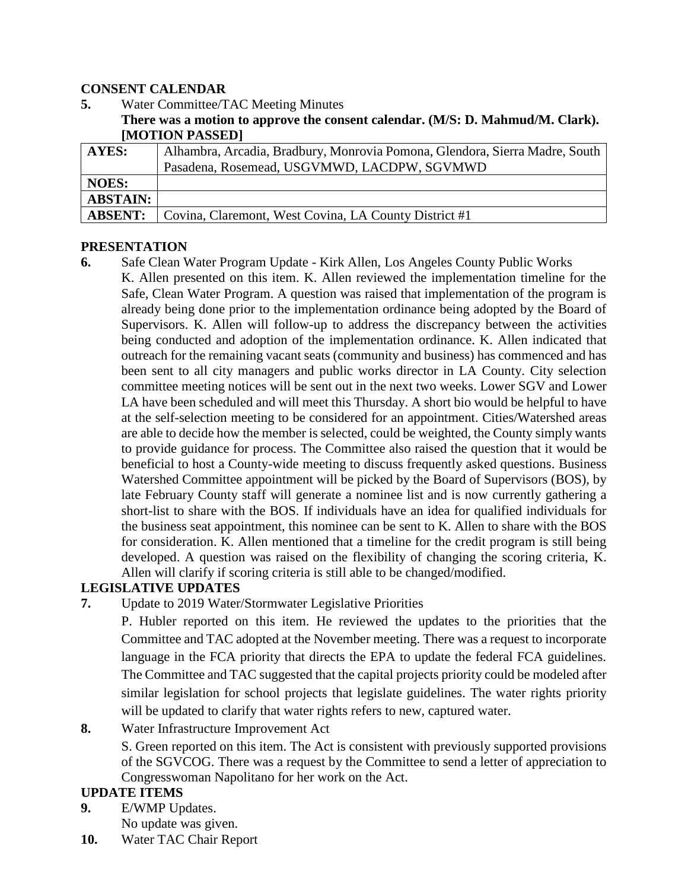## CONSENT CALENDAR

**5.** Water Committee/TAC Meeting Minutes

**There was a motion to approve the consent calendar. (M/S: D. Mahmud/M. Clark). [MOTION PASSED]**

| | |
|---|---|
| **AYES:** | Alhambra, Arcadia, Bradbury, Monrovia Pomona, Glendora, Sierra Madre, South Pasadena, Rosemead, USGVMWD, LACDPW, SGVMWD |
| **NOES:** | |
| **ABSTAIN:** | |
| **ABSENT:** | Covina, Claremont, West Covina, LA County District #1 |

## PRESENTATION

**6.** Safe Clean Water Program Update - Kirk Allen, Los Angeles County Public Works

K. Allen presented on this item. K. Allen reviewed the implementation timeline for the Safe, Clean Water Program. A question was raised that implementation of the program is already being done prior to the implementation ordinance being adopted by the Board of Supervisors. K. Allen will follow-up to address the discrepancy between the activities being conducted and adoption of the implementation ordinance. K. Allen indicated that outreach for the remaining vacant seats (community and business) has commenced and has been sent to all city managers and public works director in LA County. City selection committee meeting notices will be sent out in the next two weeks. Lower SGV and Lower LA have been scheduled and will meet this Thursday. A short bio would be helpful to have at the self-selection meeting to be considered for an appointment. Cities/Watershed areas are able to decide how the member is selected, could be weighted, the County simply wants to provide guidance for process. The Committee also raised the question that it would be beneficial to host a County-wide meeting to discuss frequently asked questions. Business Watershed Committee appointment will be picked by the Board of Supervisors (BOS), by late February County staff will generate a nominee list and is now currently gathering a short-list to share with the BOS. If individuals have an idea for qualified individuals for the business seat appointment, this nominee can be sent to K. Allen to share with the BOS for consideration. K. Allen mentioned that a timeline for the credit program is still being developed. A question was raised on the flexibility of changing the scoring criteria, K. Allen will clarify if scoring criteria is still able to be changed/modified.

## LEGISLATIVE UPDATES

**7.** Update to 2019 Water/Stormwater Legislative Priorities

P. Hubler reported on this item. He reviewed the updates to the priorities that the Committee and TAC adopted at the November meeting. There was a request to incorporate language in the FCA priority that directs the EPA to update the federal FCA guidelines. The Committee and TAC suggested that the capital projects priority could be modeled after similar legislation for school projects that legislate guidelines. The water rights priority will be updated to clarify that water rights refers to new, captured water.

**8.** Water Infrastructure Improvement Act

S. Green reported on this item. The Act is consistent with previously supported provisions of the SGVCOG. There was a request by the Committee to send a letter of appreciation to Congresswoman Napolitano for her work on the Act.

## UPDATE ITEMS

**9.** E/WMP Updates.

No update was given.

**10.** Water TAC Chair Report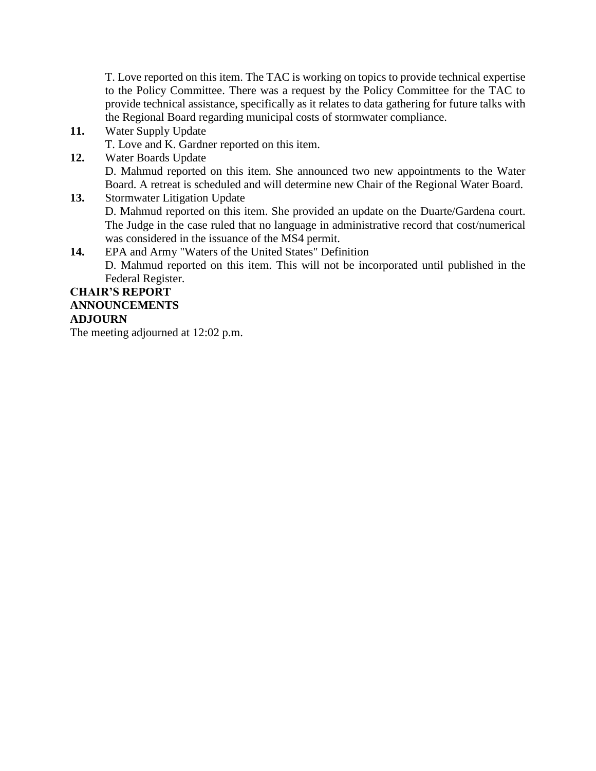T. Love reported on this item. The TAC is working on topics to provide technical expertise to the Policy Committee. There was a request by the Policy Committee for the TAC to provide technical assistance, specifically as it relates to data gathering for future talks with the Regional Board regarding municipal costs of stormwater compliance.

**11.** Water Supply Update

T. Love and K. Gardner reported on this item.

**12.** Water Boards Update

D. Mahmud reported on this item. She announced two new appointments to the Water Board. A retreat is scheduled and will determine new Chair of the Regional Water Board.

**13.** Stormwater Litigation Update

D. Mahmud reported on this item. She provided an update on the Duarte/Gardena court. The Judge in the case ruled that no language in administrative record that cost/numerical was considered in the issuance of the MS4 permit.

**14.** EPA and Army "Waters of the United States" Definition

D. Mahmud reported on this item. This will not be incorporated until published in the Federal Register.

**CHAIR'S REPORT**

**ANNOUNCEMENTS**

**ADJOURN**

The meeting adjourned at 12:02 p.m.